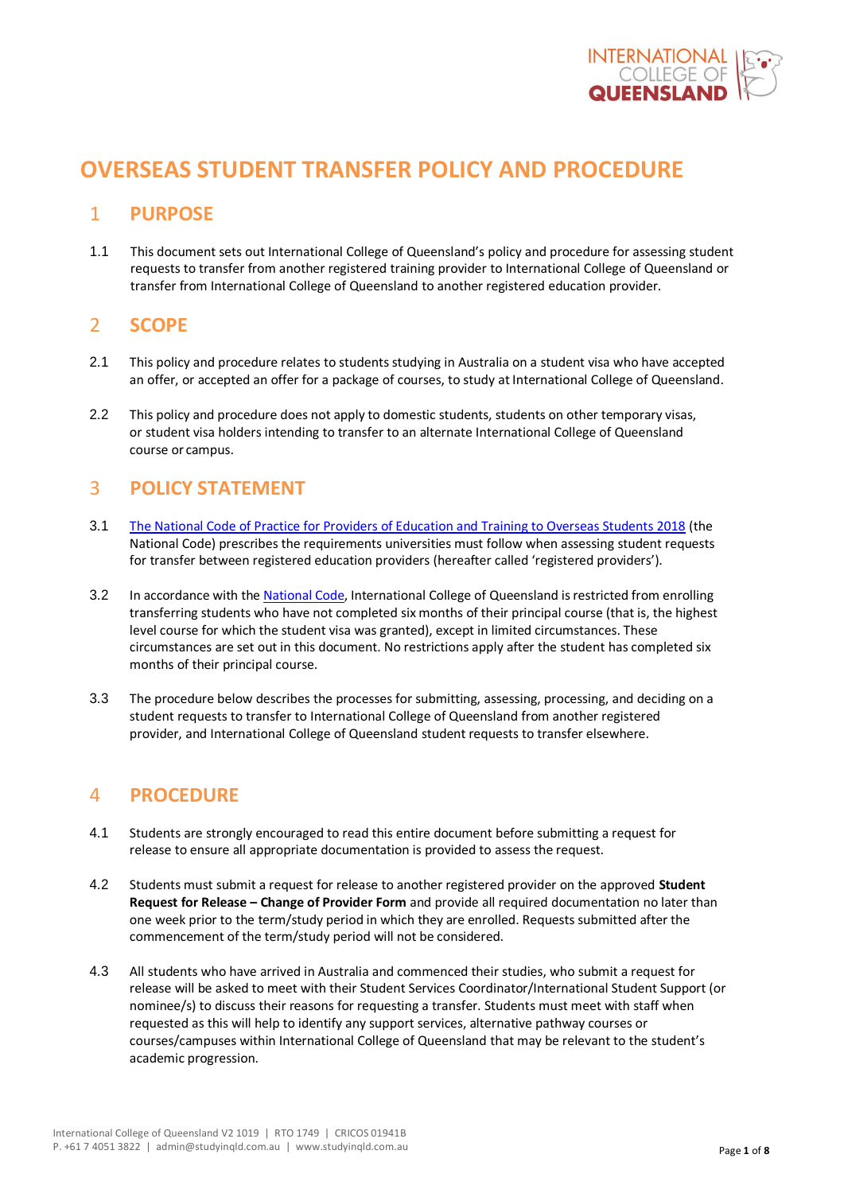# OVERSEAS STUDENT TRANSFER POLICY AND PROCEDURE

## 1 PURPOSE

1.1 This document sets out International College of Queensland's policy and procedure for assessing student requests to transfer from another registered training provider to International College of Queensland or transfer from International College of Queensland to another registered education provider.

## 2 SCOPE

2.1 This policy and procedure relates to students studying in Australia on a student visa who have accepted an offer, or accepted an offer for a package of courses, to study at International College of Queensland.

2.2 This policy and procedure does not apply to domestic students, students on other temporary visas, or student visa holders intending to transfer to an alternate International College of Queensland course or campus.

## 3 POLICY STATEMENT

3.1 The National Code of Practice for Providers of Education and Training to Overseas Students 2018 (the National Code) prescribes the requirements universities must follow when assessing student requests for transfer between registered education providers (hereafter called 'registered providers').

3.2 In accordance with the National Code, International College of Queensland is restricted from enrolling transferring students who have not completed six months of their principal course (that is, the highest level course for which the student visa was granted), except in limited circumstances. These circumstances are set out in this document. No restrictions apply after the student has completed six months of their principal course.

3.3 The procedure below describes the processes for submitting, assessing, processing, and deciding on a student requests to transfer to International College of Queensland from another registered provider, and International College of Queensland student requests to transfer elsewhere.

## 4 PROCEDURE

4.1 Students are strongly encouraged to read this entire document before submitting a request for release to ensure all appropriate documentation is provided to assess the request.

4.2 Students must submit a request for release to another registered provider on the approved **Student Request for Release – Change of Provider Form** and provide all required documentation no later than one week prior to the term/study period in which they are enrolled. Requests submitted after the commencement of the term/study period will not be considered.

4.3 All students who have arrived in Australia and commenced their studies, who submit a request for release will be asked to meet with their Student Services Coordinator/International Student Support (or nominee/s) to discuss their reasons for requesting a transfer. Students must meet with staff when requested as this will help to identify any support services, alternative pathway courses or courses/campuses within International College of Queensland that may be relevant to the student's academic progression.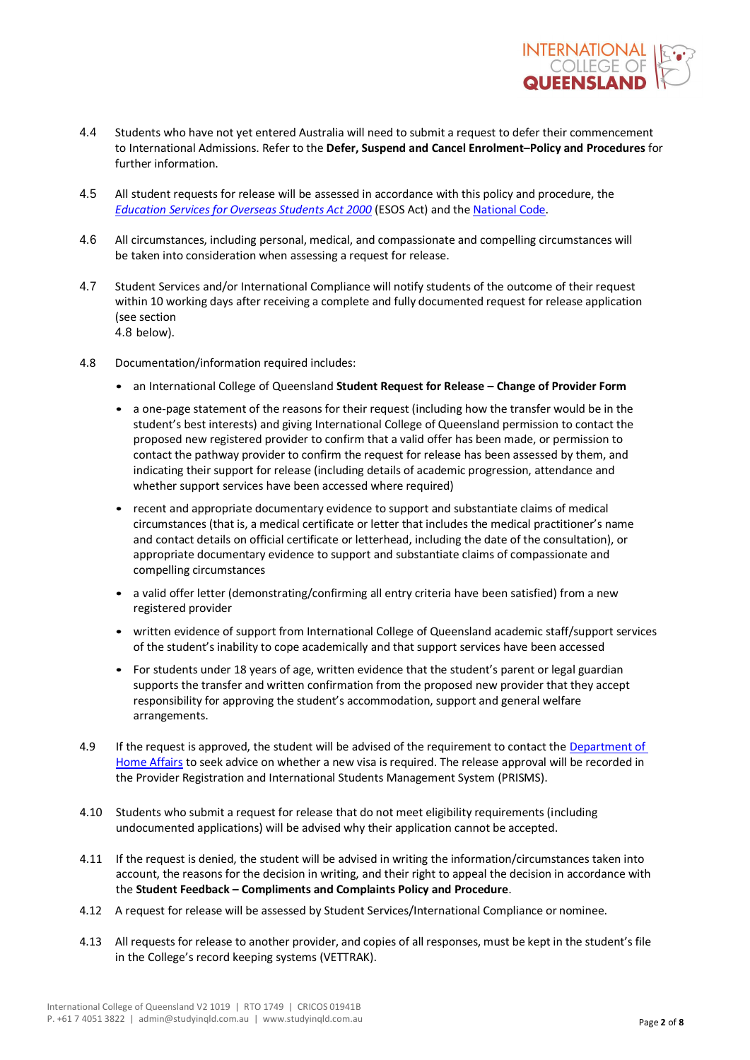4.4 Students who have not yet entered Australia will need to submit a request to defer their commencement to International Admissions. Refer to the **Defer, Suspend and Cancel Enrolment–Policy and Procedures** for further information.

4.5 All student requests for release will be assessed in accordance with this policy and procedure, the *Education Services for Overseas Students Act 2000* (ESOS Act) and the National Code.

4.6 All circumstances, including personal, medical, and compassionate and compelling circumstances will be taken into consideration when assessing a request for release.

4.7 Student Services and/or International Compliance will notify students of the outcome of their request within 10 working days after receiving a complete and fully documented request for release application (see section 4.8 below).

4.8 Documentation/information required includes:

- an International College of Queensland **Student Request for Release – Change of Provider Form**
- a one-page statement of the reasons for their request (including how the transfer would be in the student's best interests) and giving International College of Queensland permission to contact the proposed new registered provider to confirm that a valid offer has been made, or permission to contact the pathway provider to confirm the request for release has been assessed by them, and indicating their support for release (including details of academic progression, attendance and whether support services have been accessed where required)
- recent and appropriate documentary evidence to support and substantiate claims of medical circumstances (that is, a medical certificate or letter that includes the medical practitioner's name and contact details on official certificate or letterhead, including the date of the consultation), or appropriate documentary evidence to support and substantiate claims of compassionate and compelling circumstances
- a valid offer letter (demonstrating/confirming all entry criteria have been satisfied) from a new registered provider
- written evidence of support from International College of Queensland academic staff/support services of the student's inability to cope academically and that support services have been accessed
- For students under 18 years of age, written evidence that the student's parent or legal guardian supports the transfer and written confirmation from the proposed new provider that they accept responsibility for approving the student's accommodation, support and general welfare arrangements.

4.9 If the request is approved, the student will be advised of the requirement to contact the Department of Home Affairs to seek advice on whether a new visa is required. The release approval will be recorded in the Provider Registration and International Students Management System (PRISMS).

4.10 Students who submit a request for release that do not meet eligibility requirements (including undocumented applications) will be advised why their application cannot be accepted.

4.11 If the request is denied, the student will be advised in writing the information/circumstances taken into account, the reasons for the decision in writing, and their right to appeal the decision in accordance with the **Student Feedback – Compliments and Complaints Policy and Procedure**.

4.12 A request for release will be assessed by Student Services/International Compliance or nominee.

4.13 All requests for release to another provider, and copies of all responses, must be kept in the student's file in the College's record keeping systems (VETTRAK).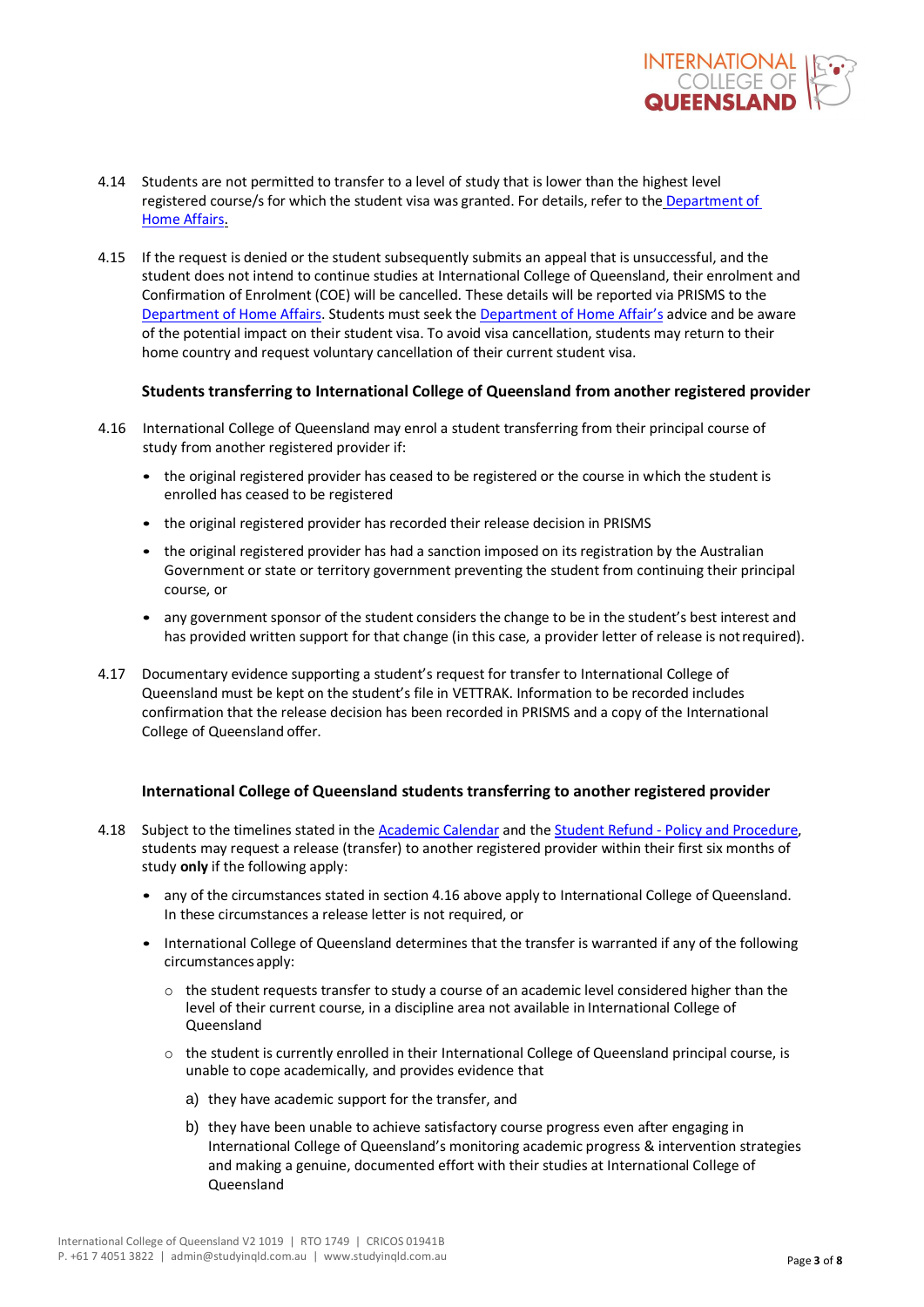4.14 Students are not permitted to transfer to a level of study that is lower than the highest level registered course/s for which the student visa was granted. For details, refer to the Department of Home Affairs.

4.15 If the request is denied or the student subsequently submits an appeal that is unsuccessful, and the student does not intend to continue studies at International College of Queensland, their enrolment and Confirmation of Enrolment (COE) will be cancelled. These details will be reported via PRISMS to the Department of Home Affairs. Students must seek the Department of Home Affair's advice and be aware of the potential impact on their student visa. To avoid visa cancellation, students may return to their home country and request voluntary cancellation of their current student visa.

### Students transferring to International College of Queensland from another registered provider

4.16 International College of Queensland may enrol a student transferring from their principal course of study from another registered provider if:

- the original registered provider has ceased to be registered or the course in which the student is enrolled has ceased to be registered
- the original registered provider has recorded their release decision in PRISMS
- the original registered provider has had a sanction imposed on its registration by the Australian Government or state or territory government preventing the student from continuing their principal course, or
- any government sponsor of the student considers the change to be in the student's best interest and has provided written support for that change (in this case, a provider letter of release is not required).

4.17 Documentary evidence supporting a student's request for transfer to International College of Queensland must be kept on the student's file in VETTRAK. Information to be recorded includes confirmation that the release decision has been recorded in PRISMS and a copy of the International College of Queensland offer.

### International College of Queensland students transferring to another registered provider

4.18 Subject to the timelines stated in the Academic Calendar and the Student Refund - Policy and Procedure, students may request a release (transfer) to another registered provider within their first six months of study **only** if the following apply:

- any of the circumstances stated in section 4.16 above apply to International College of Queensland. In these circumstances a release letter is not required, or
- International College of Queensland determines that the transfer is warranted if any of the following circumstances apply:
  - the student requests transfer to study a course of an academic level considered higher than the level of their current course, in a discipline area not available in International College of Queensland
  - the student is currently enrolled in their International College of Queensland principal course, is unable to cope academically, and provides evidence that
    - a) they have academic support for the transfer, and
    - b) they have been unable to achieve satisfactory course progress even after engaging in International College of Queensland's monitoring academic progress & intervention strategies and making a genuine, documented effort with their studies at International College of Queensland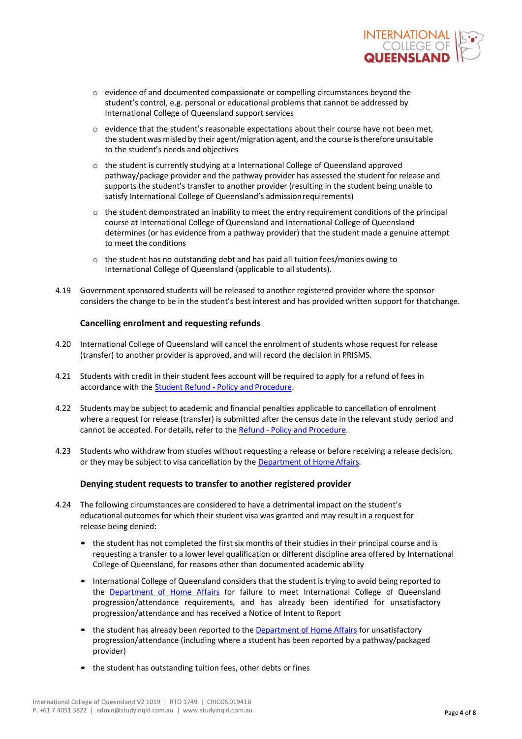- evidence of and documented compassionate or compelling circumstances beyond the student's control, e.g. personal or educational problems that cannot be addressed by International College of Queensland support services
- evidence that the student's reasonable expectations about their course have not been met, the student was misled by their agent/migration agent, and the course is therefore unsuitable to the student's needs and objectives
- the student is currently studying at a International College of Queensland approved pathway/package provider and the pathway provider has assessed the student for release and supports the student's transfer to another provider (resulting in the student being unable to satisfy International College of Queensland's admission requirements)
- the student demonstrated an inability to meet the entry requirement conditions of the principal course at International College of Queensland and International College of Queensland determines (or has evidence from a pathway provider) that the student made a genuine attempt to meet the conditions
- the student has no outstanding debt and has paid all tuition fees/monies owing to International College of Queensland (applicable to all students).

4.19 Government sponsored students will be released to another registered provider where the sponsor considers the change to be in the student's best interest and has provided written support for that change.

### Cancelling enrolment and requesting refunds

4.20 International College of Queensland will cancel the enrolment of students whose request for release (transfer) to another provider is approved, and will record the decision in PRISMS.

4.21 Students with credit in their student fees account will be required to apply for a refund of fees in accordance with the Student Refund - Policy and Procedure.

4.22 Students may be subject to academic and financial penalties applicable to cancellation of enrolment where a request for release (transfer) is submitted after the census date in the relevant study period and cannot be accepted. For details, refer to the Refund - Policy and Procedure.

4.23 Students who withdraw from studies without requesting a release or before receiving a release decision, or they may be subject to visa cancellation by the Department of Home Affairs.

### Denying student requests to transfer to another registered provider

4.24 The following circumstances are considered to have a detrimental impact on the student's educational outcomes for which their student visa was granted and may result in a request for release being denied:

- the student has not completed the first six months of their studies in their principal course and is requesting a transfer to a lower level qualification or different discipline area offered by International College of Queensland, for reasons other than documented academic ability
- International College of Queensland considers that the student is trying to avoid being reported to the Department of Home Affairs for failure to meet International College of Queensland progression/attendance requirements, and has already been identified for unsatisfactory progression/attendance and has received a Notice of Intent to Report
- the student has already been reported to the Department of Home Affairs for unsatisfactory progression/attendance (including where a student has been reported by a pathway/packaged provider)
- the student has outstanding tuition fees, other debts or fines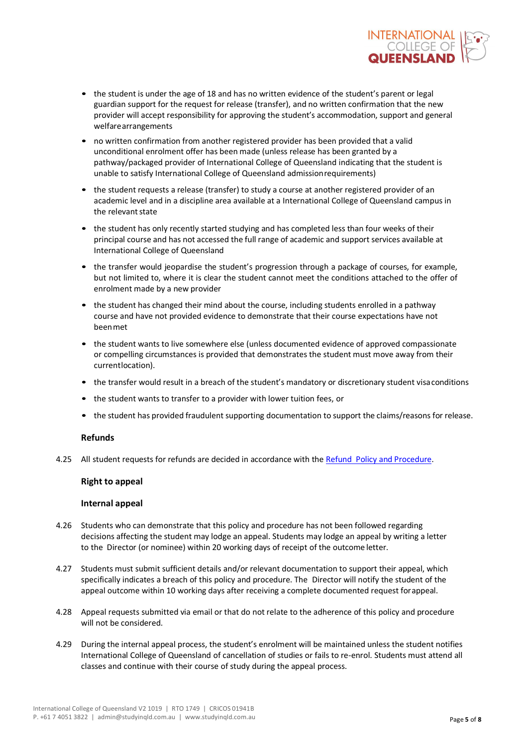- the student is under the age of 18 and has no written evidence of the student's parent or legal guardian support for the request for release (transfer), and no written confirmation that the new provider will accept responsibility for approving the student's accommodation, support and general welfare arrangements
- no written confirmation from another registered provider has been provided that a valid unconditional enrolment offer has been made (unless release has been granted by a pathway/packaged provider of International College of Queensland indicating that the student is unable to satisfy International College of Queensland admission requirements)
- the student requests a release (transfer) to study a course at another registered provider of an academic level and in a discipline area available at a International College of Queensland campus in the relevant state
- the student has only recently started studying and has completed less than four weeks of their principal course and has not accessed the full range of academic and support services available at International College of Queensland
- the transfer would jeopardise the student's progression through a package of courses, for example, but not limited to, where it is clear the student cannot meet the conditions attached to the offer of enrolment made by a new provider
- the student has changed their mind about the course, including students enrolled in a pathway course and have not provided evidence to demonstrate that their course expectations have not been met
- the student wants to live somewhere else (unless documented evidence of approved compassionate or compelling circumstances is provided that demonstrates the student must move away from their current location).
- the transfer would result in a breach of the student's mandatory or discretionary student visa conditions
- the student wants to transfer to a provider with lower tuition fees, or
- the student has provided fraudulent supporting documentation to support the claims/reasons for release.

**Refunds**

4.25 All student requests for refunds are decided in accordance with the Refund Policy and Procedure.

**Right to appeal**

**Internal appeal**

4.26 Students who can demonstrate that this policy and procedure has not been followed regarding decisions affecting the student may lodge an appeal. Students may lodge an appeal by writing a letter to the Director (or nominee) within 20 working days of receipt of the outcome letter.

4.27 Students must submit sufficient details and/or relevant documentation to support their appeal, which specifically indicates a breach of this policy and procedure. The Director will notify the student of the appeal outcome within 10 working days after receiving a complete documented request for appeal.

4.28 Appeal requests submitted via email or that do not relate to the adherence of this policy and procedure will not be considered.

4.29 During the internal appeal process, the student's enrolment will be maintained unless the student notifies International College of Queensland of cancellation of studies or fails to re-enrol. Students must attend all classes and continue with their course of study during the appeal process.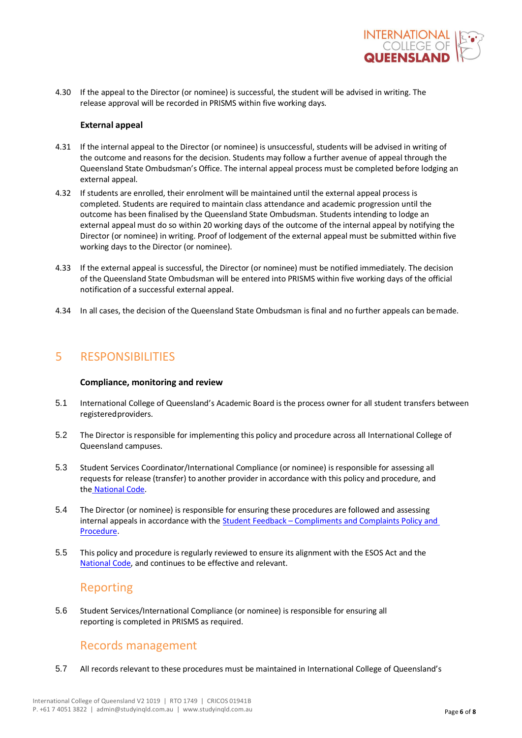4.30 If the appeal to the Director (or nominee) is successful, the student will be advised in writing. The release approval will be recorded in PRISMS within five working days.

**External appeal**

4.31 If the internal appeal to the Director (or nominee) is unsuccessful, students will be advised in writing of the outcome and reasons for the decision. Students may follow a further avenue of appeal through the Queensland State Ombudsman's Office. The internal appeal process must be completed before lodging an external appeal.

4.32 If students are enrolled, their enrolment will be maintained until the external appeal process is completed. Students are required to maintain class attendance and academic progression until the outcome has been finalised by the Queensland State Ombudsman. Students intending to lodge an external appeal must do so within 20 working days of the outcome of the internal appeal by notifying the Director (or nominee) in writing. Proof of lodgement of the external appeal must be submitted within five working days to the Director (or nominee).

4.33 If the external appeal is successful, the Director (or nominee) must be notified immediately. The decision of the Queensland State Ombudsman will be entered into PRISMS within five working days of the official notification of a successful external appeal.

4.34 In all cases, the decision of the Queensland State Ombudsman is final and no further appeals can be made.

## 5 RESPONSIBILITIES

**Compliance, monitoring and review**

5.1 International College of Queensland's Academic Board is the process owner for all student transfers between registered providers.

5.2 The Director is responsible for implementing this policy and procedure across all International College of Queensland campuses.

5.3 Student Services Coordinator/International Compliance (or nominee) is responsible for assessing all requests for release (transfer) to another provider in accordance with this policy and procedure, and the National Code.

5.4 The Director (or nominee) is responsible for ensuring these procedures are followed and assessing internal appeals in accordance with the Student Feedback – Compliments and Complaints Policy and Procedure.

5.5 This policy and procedure is regularly reviewed to ensure its alignment with the ESOS Act and the National Code, and continues to be effective and relevant.

### Reporting

5.6 Student Services/International Compliance (or nominee) is responsible for ensuring all reporting is completed in PRISMS as required.

### Records management

5.7 All records relevant to these procedures must be maintained in International College of Queensland's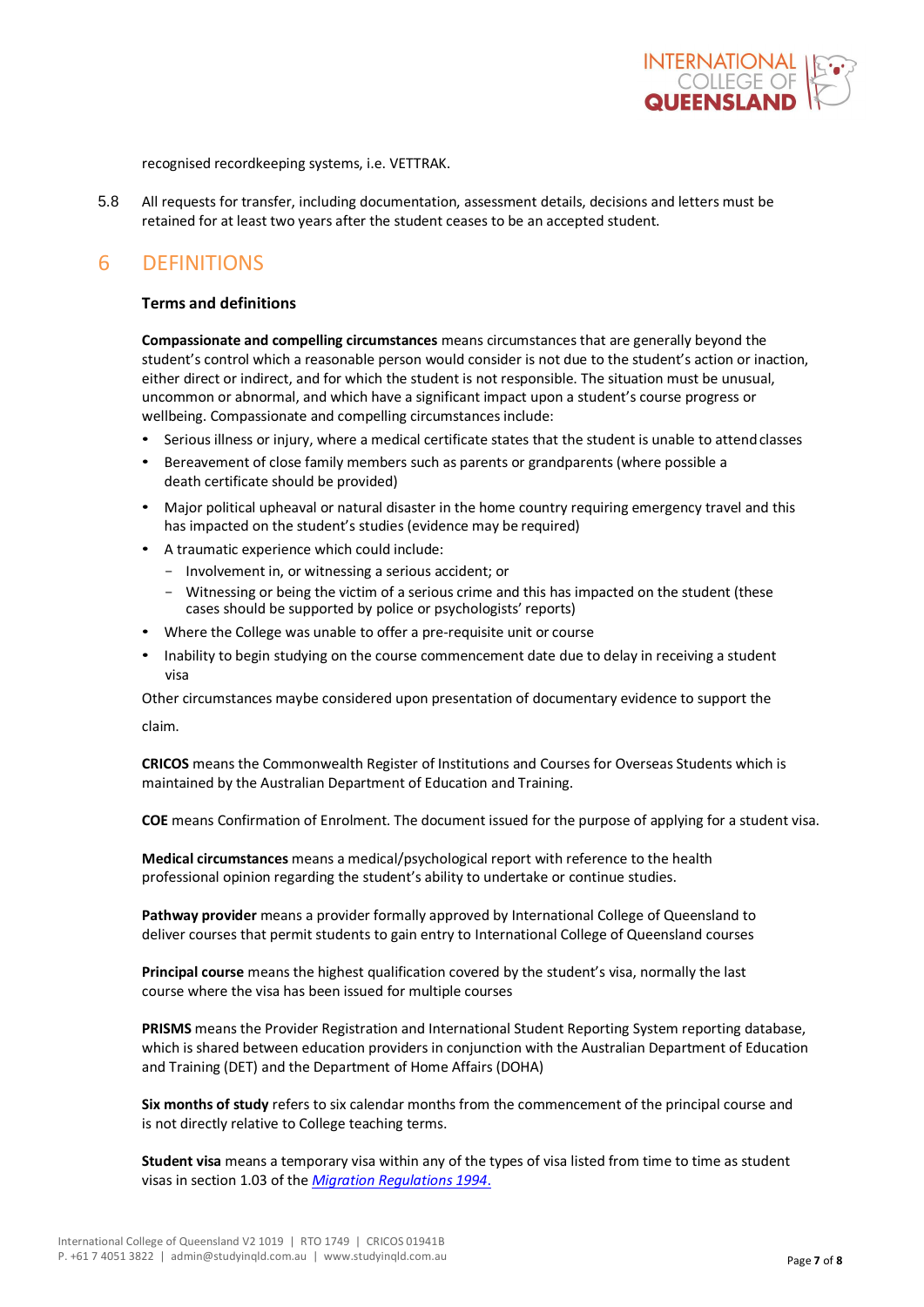recognised recordkeeping systems, i.e. VETTRAK.

5.8 All requests for transfer, including documentation, assessment details, decisions and letters must be retained for at least two years after the student ceases to be an accepted student.

## 6 DEFINITIONS

### Terms and definitions

**Compassionate and compelling circumstances** means circumstances that are generally beyond the student's control which a reasonable person would consider is not due to the student's action or inaction, either direct or indirect, and for which the student is not responsible. The situation must be unusual, uncommon or abnormal, and which have a significant impact upon a student's course progress or wellbeing. Compassionate and compelling circumstances include:

- Serious illness or injury, where a medical certificate states that the student is unable to attend classes
- Bereavement of close family members such as parents or grandparents (where possible a death certificate should be provided)
- Major political upheaval or natural disaster in the home country requiring emergency travel and this has impacted on the student's studies (evidence may be required)
- A traumatic experience which could include:
  - Involvement in, or witnessing a serious accident; or
  - Witnessing or being the victim of a serious crime and this has impacted on the student (these cases should be supported by police or psychologists' reports)
- Where the College was unable to offer a pre-requisite unit or course
- Inability to begin studying on the course commencement date due to delay in receiving a student visa

Other circumstances maybe considered upon presentation of documentary evidence to support the claim.

**CRICOS** means the Commonwealth Register of Institutions and Courses for Overseas Students which is maintained by the Australian Department of Education and Training.

**COE** means Confirmation of Enrolment. The document issued for the purpose of applying for a student visa.

**Medical circumstances** means a medical/psychological report with reference to the health professional opinion regarding the student's ability to undertake or continue studies.

**Pathway provider** means a provider formally approved by International College of Queensland to deliver courses that permit students to gain entry to International College of Queensland courses

**Principal course** means the highest qualification covered by the student's visa, normally the last course where the visa has been issued for multiple courses

**PRISMS** means the Provider Registration and International Student Reporting System reporting database, which is shared between education providers in conjunction with the Australian Department of Education and Training (DET) and the Department of Home Affairs (DOHA)

**Six months of study** refers to six calendar months from the commencement of the principal course and is not directly relative to College teaching terms.

**Student visa** means a temporary visa within any of the types of visa listed from time to time as student visas in section 1.03 of the *Migration Regulations 1994*.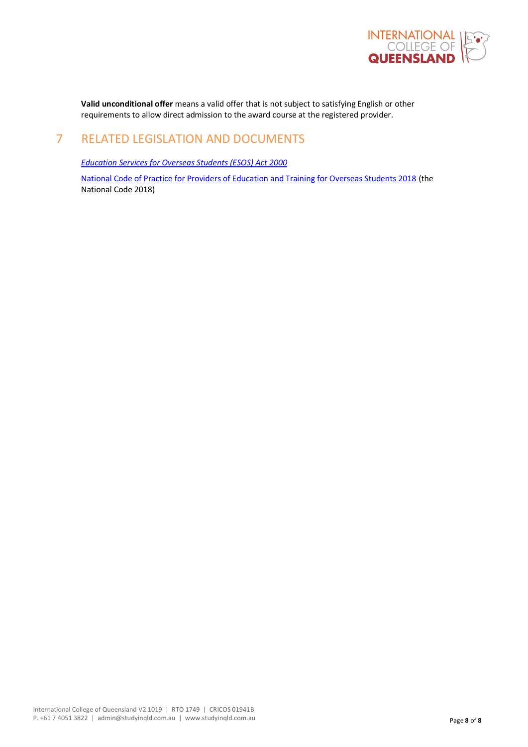**Valid unconditional offer** means a valid offer that is not subject to satisfying English or other requirements to allow direct admission to the award course at the registered provider.

## 7 RELATED LEGISLATION AND DOCUMENTS

*Education Services for Overseas Students (ESOS) Act 2000*

National Code of Practice for Providers of Education and Training for Overseas Students 2018 (the National Code 2018)